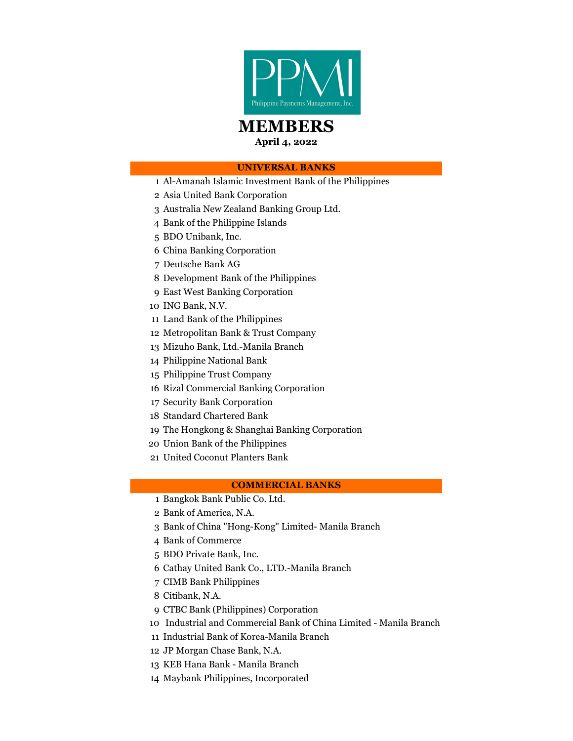PPMI

Philippine Payments Management, Inc.

# MEMBERS

**April 4, 2022**

## UNIVERSAL BANKS

1. Al-Amanah Islamic Investment Bank of the Philippines
2. Asia United Bank Corporation
3. Australia New Zealand Banking Group Ltd.
4. Bank of the Philippine Islands
5. BDO Unibank, Inc.
6. China Banking Corporation
7. Deutsche Bank AG
8. Development Bank of the Philippines
9. East West Banking Corporation
10. ING Bank, N.V.
11. Land Bank of the Philippines
12. Metropolitan Bank & Trust Company
13. Mizuho Bank, Ltd.-Manila Branch
14. Philippine National Bank
15. Philippine Trust Company
16. Rizal Commercial Banking Corporation
17. Security Bank Corporation
18. Standard Chartered Bank
19. The Hongkong & Shanghai Banking Corporation
20. Union Bank of the Philippines
21. United Coconut Planters Bank

## COMMERCIAL BANKS

1. Bangkok Bank Public Co. Ltd.
2. Bank of America, N.A.
3. Bank of China "Hong-Kong" Limited- Manila Branch
4. Bank of Commerce
5. BDO Private Bank, Inc.
6. Cathay United Bank Co., LTD.-Manila Branch
7. CIMB Bank Philippines
8. Citibank, N.A.
9. CTBC Bank (Philippines) Corporation
10. Industrial and Commercial Bank of China Limited - Manila Branch
11. Industrial Bank of Korea-Manila Branch
12. JP Morgan Chase Bank, N.A.
13. KEB Hana Bank - Manila Branch
14. Maybank Philippines, Incorporated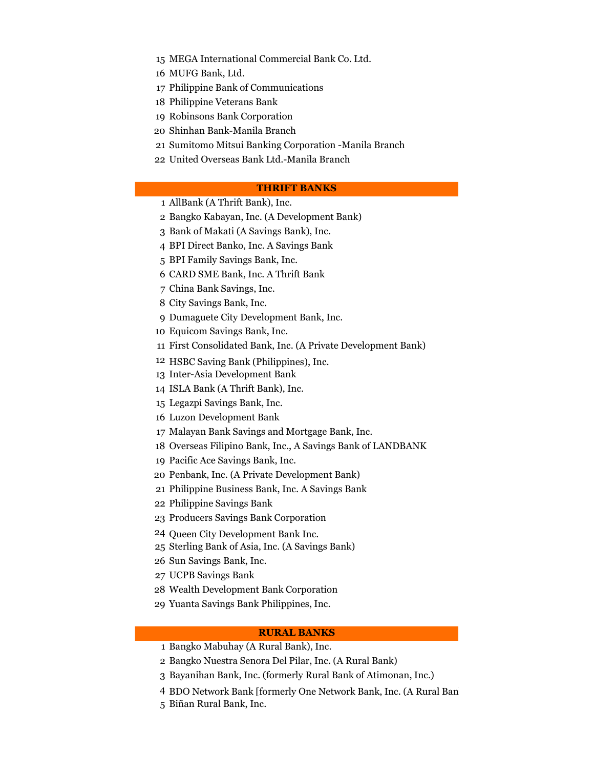15 MEGA International Commercial Bank Co. Ltd.
16 MUFG Bank, Ltd.
17 Philippine Bank of Communications
18 Philippine Veterans Bank
19 Robinsons Bank Corporation
20 Shinhan Bank-Manila Branch
21 Sumitomo Mitsui Banking Corporation -Manila Branch
22 United Overseas Bank Ltd.-Manila Branch

## THRIFT BANKS

1 AllBank (A Thrift Bank), Inc.
2 Bangko Kabayan, Inc. (A Development Bank)
3 Bank of Makati (A Savings Bank), Inc.
4 BPI Direct Banko, Inc. A Savings Bank
5 BPI Family Savings Bank, Inc.
6 CARD SME Bank, Inc. A Thrift Bank
7 China Bank Savings, Inc.
8 City Savings Bank, Inc.
9 Dumaguete City Development Bank, Inc.
10 Equicom Savings Bank, Inc.
11 First Consolidated Bank, Inc. (A Private Development Bank)
12 HSBC Saving Bank (Philippines), Inc.
13 Inter-Asia Development Bank
14 ISLA Bank (A Thrift Bank), Inc.
15 Legazpi Savings Bank, Inc.
16 Luzon Development Bank
17 Malayan Bank Savings and Mortgage Bank, Inc.
18 Overseas Filipino Bank, Inc., A Savings Bank of LANDBANK
19 Pacific Ace Savings Bank, Inc.
20 Penbank, Inc. (A Private Development Bank)
21 Philippine Business Bank, Inc. A Savings Bank
22 Philippine Savings Bank
23 Producers Savings Bank Corporation
24 Queen City Development Bank Inc.
25 Sterling Bank of Asia, Inc. (A Savings Bank)
26 Sun Savings Bank, Inc.
27 UCPB Savings Bank
28 Wealth Development Bank Corporation
29 Yuanta Savings Bank Philippines, Inc.

## RURAL BANKS

1 Bangko Mabuhay (A Rural Bank), Inc.
2 Bangko Nuestra Senora Del Pilar, Inc. (A Rural Bank)
3 Bayanihan Bank, Inc. (formerly Rural Bank of Atimonan, Inc.)
4 BDO Network Bank [formerly One Network Bank, Inc. (A Rural Ban
5 Biñan Rural Bank, Inc.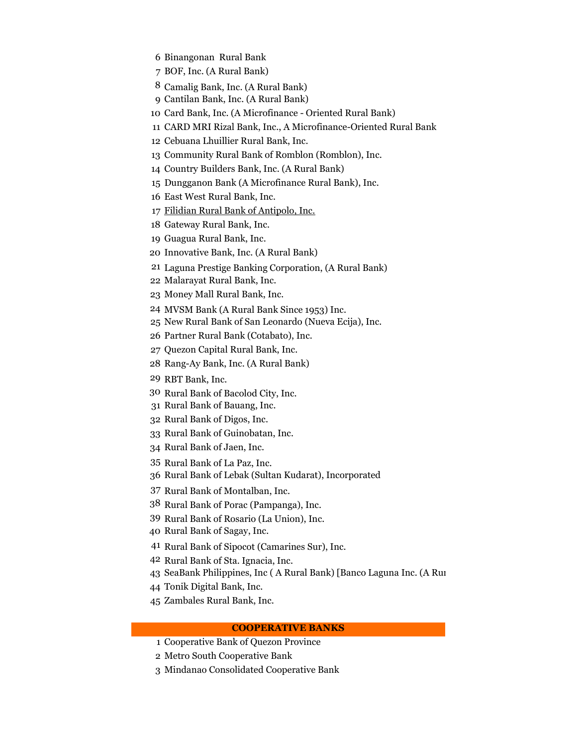6 Binangonan Rural Bank
7 BOF, Inc. (A Rural Bank)
8 Camalig Bank, Inc. (A Rural Bank)
9 Cantilan Bank, Inc. (A Rural Bank)
10 Card Bank, Inc. (A Microfinance - Oriented Rural Bank)
11 CARD MRI Rizal Bank, Inc., A Microfinance-Oriented Rural Bank
12 Cebuana Lhuillier Rural Bank, Inc.
13 Community Rural Bank of Romblon (Romblon), Inc.
14 Country Builders Bank, Inc. (A Rural Bank)
15 Dungganon Bank (A Microfinance Rural Bank), Inc.
16 East West Rural Bank, Inc.
17 Filidian Rural Bank of Antipolo, Inc.
18 Gateway Rural Bank, Inc.
19 Guagua Rural Bank, Inc.
20 Innovative Bank, Inc. (A Rural Bank)
21 Laguna Prestige Banking Corporation, (A Rural Bank)
22 Malarayat Rural Bank, Inc.
23 Money Mall Rural Bank, Inc.
24 MVSM Bank (A Rural Bank Since 1953) Inc.
25 New Rural Bank of San Leonardo (Nueva Ecija), Inc.
26 Partner Rural Bank (Cotabato), Inc.
27 Quezon Capital Rural Bank, Inc.
28 Rang-Ay Bank, Inc. (A Rural Bank)
29 RBT Bank, Inc.
30 Rural Bank of Bacolod City, Inc.
31 Rural Bank of Bauang, Inc.
32 Rural Bank of Digos, Inc.
33 Rural Bank of Guinobatan, Inc.
34 Rural Bank of Jaen, Inc.
35 Rural Bank of La Paz, Inc.
36 Rural Bank of Lebak (Sultan Kudarat), Incorporated
37 Rural Bank of Montalban, Inc.
38 Rural Bank of Porac (Pampanga), Inc.
39 Rural Bank of Rosario (La Union), Inc.
40 Rural Bank of Sagay, Inc.
41 Rural Bank of Sipocot (Camarines Sur), Inc.
42 Rural Bank of Sta. Ignacia, Inc.
43 SeaBank Philippines, Inc ( A Rural Bank) [Banco Laguna Inc. (A Ru
44 Tonik Digital Bank, Inc.
45 Zambales Rural Bank, Inc.

## COOPERATIVE BANKS

1 Cooperative Bank of Quezon Province
2 Metro South Cooperative Bank
3 Mindanao Consolidated Cooperative Bank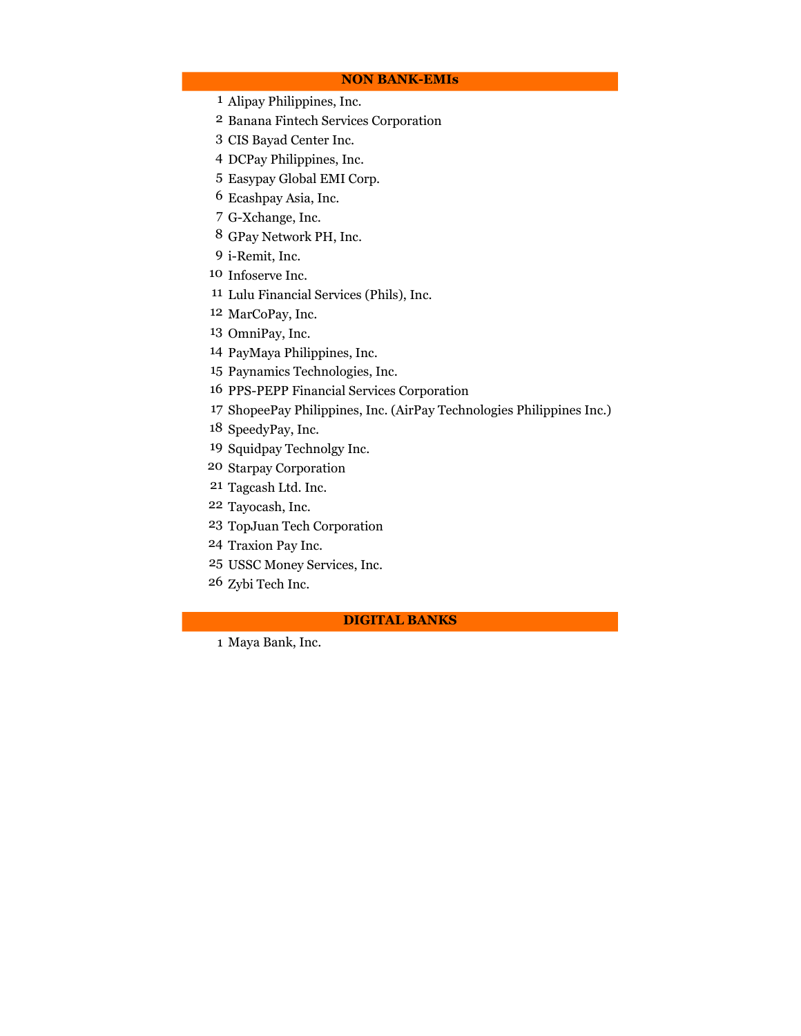## NON BANK-EMIs

1. Alipay Philippines, Inc.
2. Banana Fintech Services Corporation
3. CIS Bayad Center Inc.
4. DCPay Philippines, Inc.
5. Easypay Global EMI Corp.
6. Ecashpay Asia, Inc.
7. G-Xchange, Inc.
8. GPay Network PH, Inc.
9. i-Remit, Inc.
10. Infoserve Inc.
11. Lulu Financial Services (Phils), Inc.
12. MarCoPay, Inc.
13. OmniPay, Inc.
14. PayMaya Philippines, Inc.
15. Paynamics Technologies, Inc.
16. PPS-PEPP Financial Services Corporation
17. ShopeePay Philippines, Inc. (AirPay Technologies Philippines Inc.)
18. SpeedyPay, Inc.
19. Squidpay Technolgy Inc.
20. Starpay Corporation
21. Tagcash Ltd. Inc.
22. Tayocash, Inc.
23. TopJuan Tech Corporation
24. Traxion Pay Inc.
25. USSC Money Services, Inc.
26. Zybi Tech Inc.

## DIGITAL BANKS

1. Maya Bank, Inc.